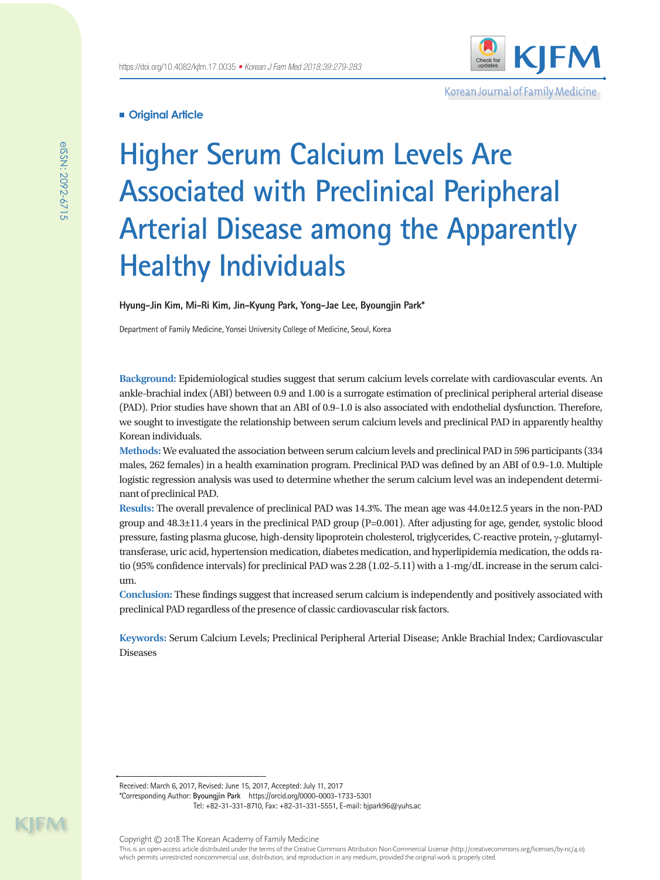**Original Article**

# Higher Serum Calcium Levels Are Associated with Preclinical Peripheral Arterial Disease among the Apparently Healthy Individuals

**Hyung-Jin Kim, Mi-Ri Kim, Jin-Kyung Park, Yong-Jae Lee, Byoungjin Park***

Department of Family Medicine, Yonsei University College of Medicine, Seoul, Korea

**Background:** Epidemiological studies suggest that serum calcium levels correlate with cardiovascular events. An ankle-brachial index (ABI) between 0.9 and 1.00 is a surrogate estimation of preclinical peripheral arterial disease (PAD). Prior studies have shown that an ABI of 0.9–1.0 is also associated with endothelial dysfunction. Therefore, we sought to investigate the relationship between serum calcium levels and preclinical PAD in apparently healthy Korean individuals.

**Methods:** We evaluated the association between serum calcium levels and preclinical PAD in 596 participants (334 males, 262 females) in a health examination program. Preclinical PAD was defined by an ABI of 0.9–1.0. Multiple logistic regression analysis was used to determine whether the serum calcium level was an independent determinant of preclinical PAD.

**Results:** The overall prevalence of preclinical PAD was 14.3%. The mean age was 44.0±12.5 years in the non-PAD group and 48.3±11.4 years in the preclinical PAD group (P=0.001). After adjusting for age, gender, systolic blood pressure, fasting plasma glucose, high-density lipoprotein cholesterol, triglycerides, C-reactive protein, γ-glutamyltransferase, uric acid, hypertension medication, diabetes medication, and hyperlipidemia medication, the odds ratio (95% confidence intervals) for preclinical PAD was 2.28 (1.02–5.11) with a 1-mg/dL increase in the serum calcium.

**Conclusion:** These findings suggest that increased serum calcium is independently and positively associated with preclinical PAD regardless of the presence of classic cardiovascular risk factors.

**Keywords:** Serum Calcium Levels; Preclinical Peripheral Arterial Disease; Ankle Brachial Index; Cardiovascular Diseases

Received: March 6, 2017, Revised: June 15, 2017, Accepted: July 11, 2017

*Corresponding Author: **Byoungjin Park** https://orcid.org/0000-0003-1733-5301
Tel: +82-31-331-8710, Fax: +82-31-331-5551, E-mail: bjpark96@yuhs.ac

Copyright © 2018 The Korean Academy of Family Medicine

This is an open-access article distributed under the terms of the Creative Commons Attribution Non-Commercial License (http://creativecommons.org/licenses/by-nc/4.0) which permits unrestricted noncommercial use, distribution, and reproduction in any medium, provided the original work is properly cited.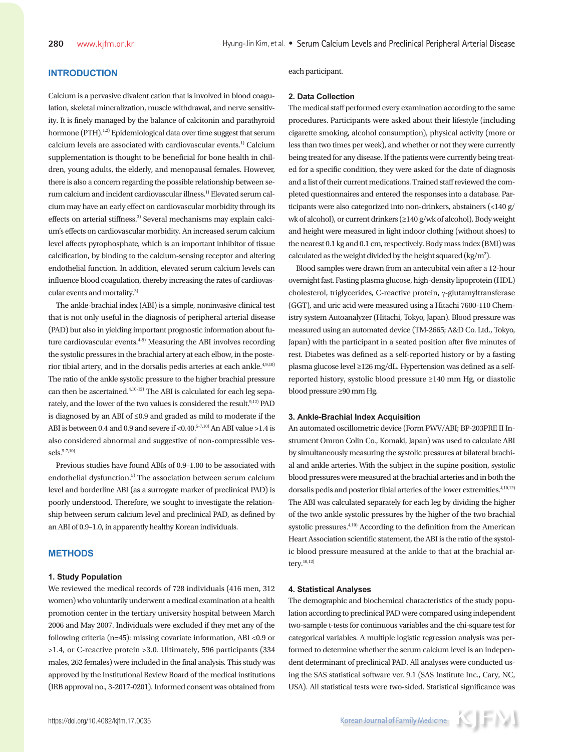## INTRODUCTION

Calcium is a pervasive divalent cation that is involved in blood coagulation, skeletal mineralization, muscle withdrawal, and nerve sensitivity. It is finely managed by the balance of calcitonin and parathyroid hormone (PTH).[1,2] Epidemiological data over time suggest that serum calcium levels are associated with cardiovascular events.[1] Calcium supplementation is thought to be beneficial for bone health in children, young adults, the elderly, and menopausal females. However, there is also a concern regarding the possible relationship between serum calcium and incident cardiovascular illness.[1] Elevated serum calcium may have an early effect on cardiovascular morbidity through its effects on arterial stiffness.[3] Several mechanisms may explain calcium's effects on cardiovascular morbidity. An increased serum calcium level affects pyrophosphate, which is an important inhibitor of tissue calcification, by binding to the calcium-sensing receptor and altering endothelial function. In addition, elevated serum calcium levels can influence blood coagulation, thereby increasing the rates of cardiovascular events and mortality.[3]

The ankle-brachial index (ABI) is a simple, noninvasive clinical test that is not only useful in the diagnosis of peripheral arterial disease (PAD) but also in yielding important prognostic information about future cardiovascular events.[4-9] Measuring the ABI involves recording the systolic pressures in the brachial artery at each elbow, in the posterior tibial artery, and in the dorsalis pedis arteries at each ankle.[4,9,10] The ratio of the ankle systolic pressure to the higher brachial pressure can then be ascertained.[4,10-12] The ABI is calculated for each leg separately, and the lower of the two values is considered the result.[9,12] PAD is diagnosed by an ABI of ≤0.9 and graded as mild to moderate if the ABI is between 0.4 and 0.9 and severe if <0.40.[5-7,10] An ABI value >1.4 is also considered abnormal and suggestive of non-compressible vessels.[5-7,10]

Previous studies have found ABIs of 0.9–1.00 to be associated with endothelial dysfunction.[5] The association between serum calcium level and borderline ABI (as a surrogate marker of preclinical PAD) is poorly understood. Therefore, we sought to investigate the relationship between serum calcium level and preclinical PAD, as defined by an ABI of 0.9–1.0, in apparently healthy Korean individuals.

## METHODS

### 1. Study Population

We reviewed the medical records of 728 individuals (416 men, 312 women) who voluntarily underwent a medical examination at a health promotion center in the tertiary university hospital between March 2006 and May 2007. Individuals were excluded if they met any of the following criteria (n=45): missing covariate information, ABI <0.9 or >1.4, or C-reactive protein >3.0. Ultimately, 596 participants (334 males, 262 females) were included in the final analysis. This study was approved by the Institutional Review Board of the medical institutions (IRB approval no., 3-2017-0201). Informed consent was obtained from each participant.

### 2. Data Collection

The medical staff performed every examination according to the same procedures. Participants were asked about their lifestyle (including cigarette smoking, alcohol consumption), physical activity (more or less than two times per week), and whether or not they were currently being treated for any disease. If the patients were currently being treated for a specific condition, they were asked for the date of diagnosis and a list of their current medications. Trained staff reviewed the completed questionnaires and entered the responses into a database. Participants were also categorized into non-drinkers, abstainers (<140 g/wk of alcohol), or current drinkers (≥140 g/wk of alcohol). Body weight and height were measured in light indoor clothing (without shoes) to the nearest 0.1 kg and 0.1 cm, respectively. Body mass index (BMI) was calculated as the weight divided by the height squared (kg/m$^2$).

Blood samples were drawn from an antecubital vein after a 12-hour overnight fast. Fasting plasma glucose, high-density lipoprotein (HDL) cholesterol, triglycerides, C-reactive protein, γ-glutamyltransferase (GGT), and uric acid were measured using a Hitachi 7600-110 Chemistry system Autoanalyzer (Hitachi, Tokyo, Japan). Blood pressure was measured using an automated device (TM-2665; A&D Co. Ltd., Tokyo, Japan) with the participant in a seated position after five minutes of rest. Diabetes was defined as a self-reported history or by a fasting plasma glucose level ≥126 mg/dL. Hypertension was defined as a self-reported history, systolic blood pressure ≥140 mm Hg, or diastolic blood pressure ≥90 mm Hg.

### 3. Ankle-Brachial Index Acquisition

An automated oscillometric device (Form PWV/ABI; BP-203PRE II Instrument Omron Colin Co., Komaki, Japan) was used to calculate ABI by simultaneously measuring the systolic pressures at bilateral brachial and ankle arteries. With the subject in the supine position, systolic blood pressures were measured at the brachial arteries and in both the dorsalis pedis and posterior tibial arteries of the lower extremities.[4,10,12] The ABI was calculated separately for each leg by dividing the higher of the two ankle systolic pressures by the higher of the two brachial systolic pressures.[4,10] According to the definition from the American Heart Association scientific statement, the ABI is the ratio of the systolic blood pressure measured at the ankle to that at the brachial artery.[10,12]

### 4. Statistical Analyses

The demographic and biochemical characteristics of the study population according to preclinical PAD were compared using independent two-sample t-tests for continuous variables and the chi-square test for categorical variables. A multiple logistic regression analysis was performed to determine whether the serum calcium level is an independent determinant of preclinical PAD. All analyses were conducted using the SAS statistical software ver. 9.1 (SAS Institute Inc., Cary, NC, USA). All statistical tests were two-sided. Statistical significance was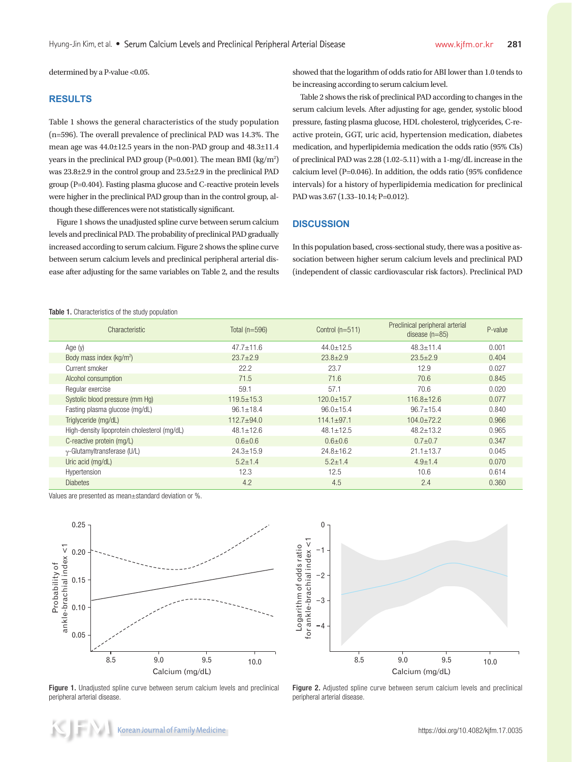determined by a P-value <0.05.

## RESULTS

Table 1 shows the general characteristics of the study population (n=596). The overall prevalence of preclinical PAD was 14.3%. The mean age was 44.0±12.5 years in the non-PAD group and 48.3±11.4 years in the preclinical PAD group (P=0.001). The mean BMI (kg/m$^2$) was 23.8±2.9 in the control group and 23.5±2.9 in the preclinical PAD group (P=0.404). Fasting plasma glucose and C-reactive protein levels were higher in the preclinical PAD group than in the control group, although these differences were not statistically significant.

Figure 1 shows the unadjusted spline curve between serum calcium levels and preclinical PAD. The probability of preclinical PAD gradually increased according to serum calcium. Figure 2 shows the spline curve between serum calcium levels and preclinical peripheral arterial disease after adjusting for the same variables on Table 2, and the results showed that the logarithm of odds ratio for ABI lower than 1.0 tends to be increasing according to serum calcium level.

Table 2 shows the risk of preclinical PAD according to changes in the serum calcium levels. After adjusting for age, gender, systolic blood pressure, fasting plasma glucose, HDL cholesterol, triglycerides, C-reactive protein, GGT, uric acid, hypertension medication, diabetes medication, and hyperlipidemia medication the odds ratio (95% CIs) of preclinical PAD was 2.28 (1.02–5.11) with a 1-mg/dL increase in the calcium level (P=0.046). In addition, the odds ratio (95% confidence intervals) for a history of hyperlipidemia medication for preclinical PAD was 3.67 (1.33–10.14; P=0.012).

## DISCUSSION

In this population based, cross-sectional study, there was a positive association between higher serum calcium levels and preclinical PAD (independent of classic cardiovascular risk factors). Preclinical PAD

**Table 1.** Characteristics of the study population

| Characteristic | Total (n=596) | Control (n=511) | Preclinical peripheral arterial disease (n=85) | P-value |
|---|---|---|---|---|
| Age (y) | 47.7±11.6 | 44.0±12.5 | 48.3±11.4 | 0.001 |
| Body mass index (kg/m$^2$) | 23.7±2.9 | 23.8±2.9 | 23.5±2.9 | 0.404 |
| Current smoker | 22.2 | 23.7 | 12.9 | 0.027 |
| Alcohol consumption | 71.5 | 71.6 | 70.6 | 0.845 |
| Regular exercise | 59.1 | 57.1 | 70.6 | 0.020 |
| Systolic blood pressure (mm Hg) | 119.5±15.3 | 120.0±15.7 | 116.8±12.6 | 0.077 |
| Fasting plasma glucose (mg/dL) | 96.1±18.4 | 96.0±15.4 | 96.7±15.4 | 0.840 |
| Triglyceride (mg/dL) | 112.7±94.0 | 114.1±97.1 | 104.0±72.2 | 0.966 |
| High-density lipoprotein cholesterol (mg/dL) | 48.1±12.6 | 48.1±12.5 | 48.2±13.2 | 0.965 |
| C-reactive protein (mg/L) | 0.6±0.6 | 0.6±0.6 | 0.7±0.7 | 0.347 |
| γ-Glutamyltransferase (U/L) | 24.3±15.9 | 24.8±16.2 | 21.1±13.7 | 0.045 |
| Uric acid (mg/dL) | 5.2±1.4 | 5.2±1.4 | 4.9±1.4 | 0.070 |
| Hypertension | 12.3 | 12.5 | 10.6 | 0.614 |
| Diabetes | 4.2 | 4.5 | 2.4 | 0.360 |

Values are presented as mean±standard deviation or %.

**Figure 1.** Unadjusted spline curve between serum calcium levels and preclinical peripheral arterial disease.

**Figure 2.** Adjusted spline curve between serum calcium levels and preclinical peripheral arterial disease.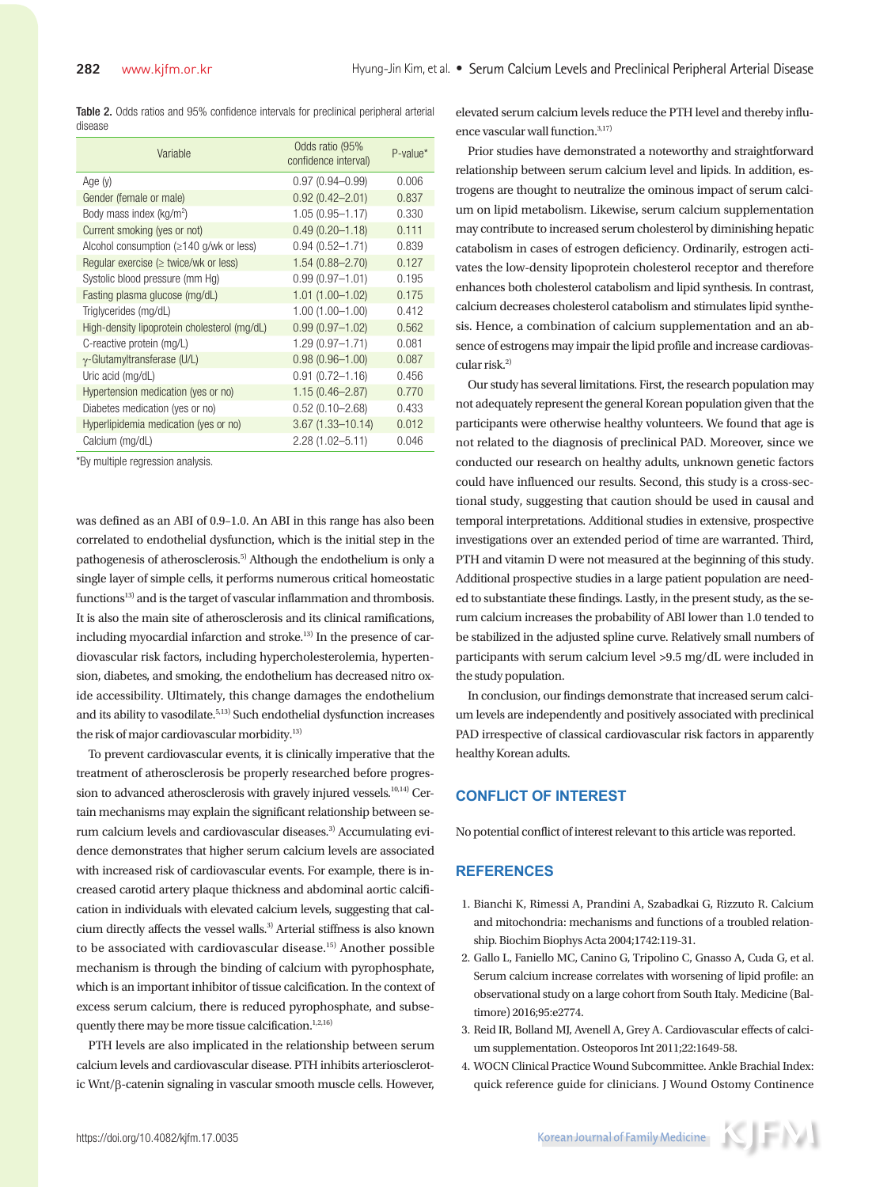Table 2. Odds ratios and 95% confidence intervals for preclinical peripheral arterial disease

| Variable | Odds ratio (95% confidence interval) | P-value* |
| --- | --- | --- |
| Age (y) | 0.97 (0.94–0.99) | 0.006 |
| Gender (female or male) | 0.92 (0.42–2.01) | 0.837 |
| Body mass index (kg/m$^2$) | 1.05 (0.95–1.17) | 0.330 |
| Current smoking (yes or not) | 0.49 (0.20–1.18) | 0.111 |
| Alcohol consumption (≥140 g/wk or less) | 0.94 (0.52–1.71) | 0.839 |
| Regular exercise (≥ twice/wk or less) | 1.54 (0.88–2.70) | 0.127 |
| Systolic blood pressure (mm Hg) | 0.99 (0.97–1.01) | 0.195 |
| Fasting plasma glucose (mg/dL) | 1.01 (1.00–1.02) | 0.175 |
| Triglycerides (mg/dL) | 1.00 (1.00–1.00) | 0.412 |
| High-density lipoprotein cholesterol (mg/dL) | 0.99 (0.97–1.02) | 0.562 |
| C-reactive protein (mg/L) | 1.29 (0.97–1.71) | 0.081 |
| γ-Glutamyltransferase (U/L) | 0.98 (0.96–1.00) | 0.087 |
| Uric acid (mg/dL) | 0.91 (0.72–1.16) | 0.456 |
| Hypertension medication (yes or no) | 1.15 (0.46–2.87) | 0.770 |
| Diabetes medication (yes or no) | 0.52 (0.10–2.68) | 0.433 |
| Hyperlipidemia medication (yes or no) | 3.67 (1.33–10.14) | 0.012 |
| Calcium (mg/dL) | 2.28 (1.02–5.11) | 0.046 |

*By multiple regression analysis.

was defined as an ABI of 0.9–1.0. An ABI in this range has also been correlated to endothelial dysfunction, which is the initial step in the pathogenesis of atherosclerosis.[5] Although the endothelium is only a single layer of simple cells, it performs numerous critical homeostatic functions[13] and is the target of vascular inflammation and thrombosis. It is also the main site of atherosclerosis and its clinical ramifications, including myocardial infarction and stroke.[13] In the presence of cardiovascular risk factors, including hypercholesterolemia, hypertension, diabetes, and smoking, the endothelium has decreased nitro oxide accessibility. Ultimately, this change damages the endothelium and its ability to vasodilate.[5,13] Such endothelial dysfunction increases the risk of major cardiovascular morbidity.[13]

To prevent cardiovascular events, it is clinically imperative that the treatment of atherosclerosis be properly researched before progression to advanced atherosclerosis with gravely injured vessels.[10,14] Certain mechanisms may explain the significant relationship between serum calcium levels and cardiovascular diseases.[3] Accumulating evidence demonstrates that higher serum calcium levels are associated with increased risk of cardiovascular events. For example, there is increased carotid artery plaque thickness and abdominal aortic calcification in individuals with elevated calcium levels, suggesting that calcium directly affects the vessel walls.[3] Arterial stiffness is also known to be associated with cardiovascular disease.[15] Another possible mechanism is through the binding of calcium with pyrophosphate, which is an important inhibitor of tissue calcification. In the context of excess serum calcium, there is reduced pyrophosphate, and subsequently there may be more tissue calcification.[1,2,16]

PTH levels are also implicated in the relationship between serum calcium levels and cardiovascular disease. PTH inhibits arteriosclerotic Wnt/β-catenin signaling in vascular smooth muscle cells. However, elevated serum calcium levels reduce the PTH level and thereby influence vascular wall function.[3,17]

Prior studies have demonstrated a noteworthy and straightforward relationship between serum calcium level and lipids. In addition, estrogens are thought to neutralize the ominous impact of serum calcium on lipid metabolism. Likewise, serum calcium supplementation may contribute to increased serum cholesterol by diminishing hepatic catabolism in cases of estrogen deficiency. Ordinarily, estrogen activates the low-density lipoprotein cholesterol receptor and therefore enhances both cholesterol catabolism and lipid synthesis. In contrast, calcium decreases cholesterol catabolism and stimulates lipid synthesis. Hence, a combination of calcium supplementation and an absence of estrogens may impair the lipid profile and increase cardiovascular risk.[2]

Our study has several limitations. First, the research population may not adequately represent the general Korean population given that the participants were otherwise healthy volunteers. We found that age is not related to the diagnosis of preclinical PAD. Moreover, since we conducted our research on healthy adults, unknown genetic factors could have influenced our results. Second, this study is a cross-sectional study, suggesting that caution should be used in causal and temporal interpretations. Additional studies in extensive, prospective investigations over an extended period of time are warranted. Third, PTH and vitamin D were not measured at the beginning of this study. Additional prospective studies in a large patient population are needed to substantiate these findings. Lastly, in the present study, as the serum calcium increases the probability of ABI lower than 1.0 tended to be stabilized in the adjusted spline curve. Relatively small numbers of participants with serum calcium level >9.5 mg/dL were included in the study population.

In conclusion, our findings demonstrate that increased serum calcium levels are independently and positively associated with preclinical PAD irrespective of classical cardiovascular risk factors in apparently healthy Korean adults.

## CONFLICT OF INTEREST

No potential conflict of interest relevant to this article was reported.

## REFERENCES

1. Bianchi K, Rimessi A, Prandini A, Szabadkai G, Rizzuto R. Calcium and mitochondria: mechanisms and functions of a troubled relationship. Biochim Biophys Acta 2004;1742:119-31.
2. Gallo L, Faniello MC, Canino G, Tripolino C, Gnasso A, Cuda G, et al. Serum calcium increase correlates with worsening of lipid profile: an observational study on a large cohort from South Italy. Medicine (Baltimore) 2016;95:e2774.
3. Reid IR, Bolland MJ, Avenell A, Grey A. Cardiovascular effects of calcium supplementation. Osteoporos Int 2011;22:1649-58.
4. WOCN Clinical Practice Wound Subcommittee. Ankle Brachial Index: quick reference guide for clinicians. J Wound Ostomy Continence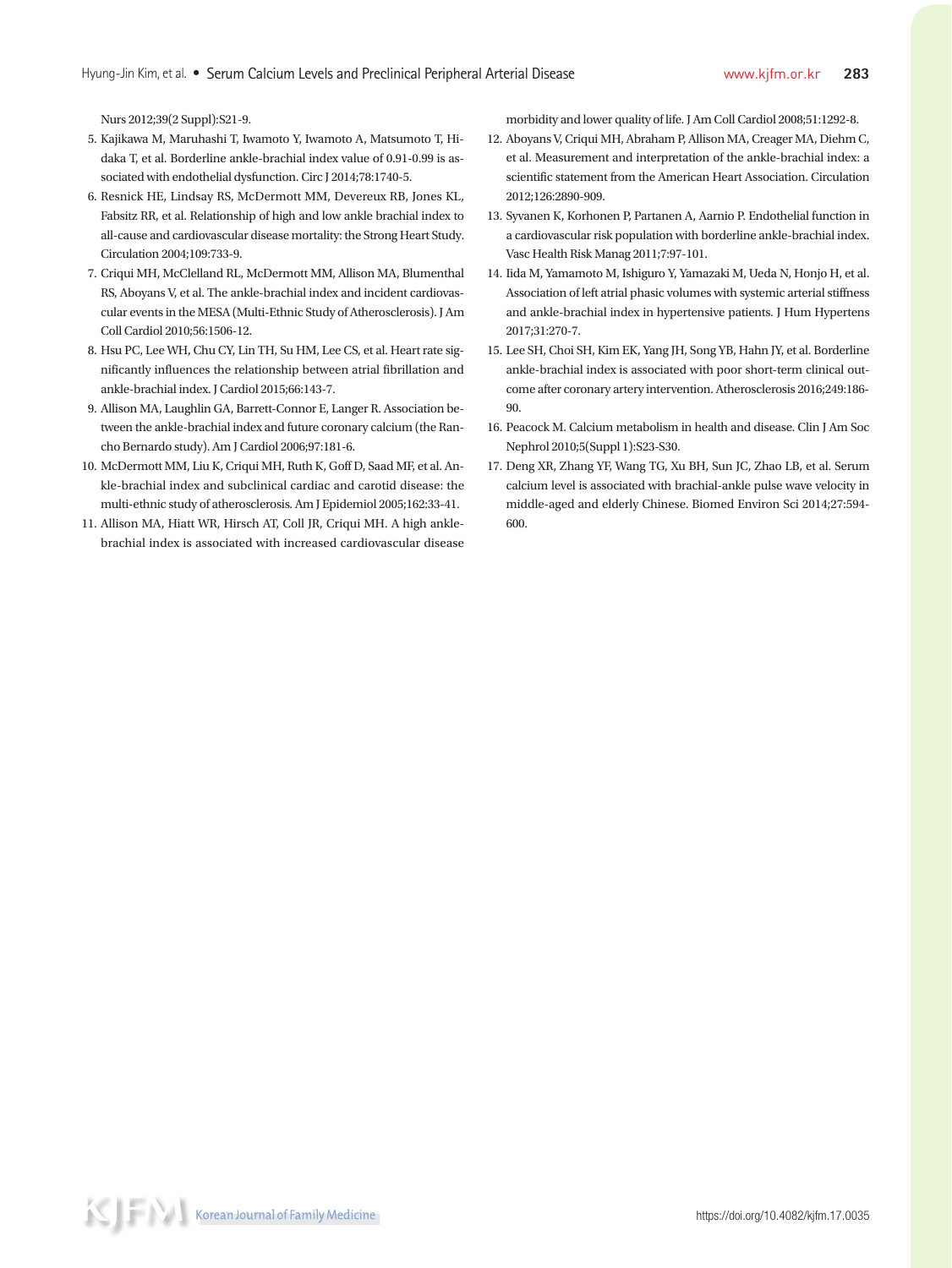Nurs 2012;39(2 Suppl):S21-9.

5. Kajikawa M, Maruhashi T, Iwamoto Y, Iwamoto A, Matsumoto T, Hidaka T, et al. Borderline ankle-brachial index value of 0.91-0.99 is associated with endothelial dysfunction. Circ J 2014;78:1740-5.
6. Resnick HE, Lindsay RS, McDermott MM, Devereux RB, Jones KL, Fabsitz RR, et al. Relationship of high and low ankle brachial index to all-cause and cardiovascular disease mortality: the Strong Heart Study. Circulation 2004;109:733-9.
7. Criqui MH, McClelland RL, McDermott MM, Allison MA, Blumenthal RS, Aboyans V, et al. The ankle-brachial index and incident cardiovascular events in the MESA (Multi-Ethnic Study of Atherosclerosis). J Am Coll Cardiol 2010;56:1506-12.
8. Hsu PC, Lee WH, Chu CY, Lin TH, Su HM, Lee CS, et al. Heart rate significantly influences the relationship between atrial fibrillation and ankle-brachial index. J Cardiol 2015;66:143-7.
9. Allison MA, Laughlin GA, Barrett-Connor E, Langer R. Association between the ankle-brachial index and future coronary calcium (the Rancho Bernardo study). Am J Cardiol 2006;97:181-6.
10. McDermott MM, Liu K, Criqui MH, Ruth K, Goff D, Saad MF, et al. Ankle-brachial index and subclinical cardiac and carotid disease: the multi-ethnic study of atherosclerosis. Am J Epidemiol 2005;162:33-41.
11. Allison MA, Hiatt WR, Hirsch AT, Coll JR, Criqui MH. A high ankle-brachial index is associated with increased cardiovascular disease morbidity and lower quality of life. J Am Coll Cardiol 2008;51:1292-8.
12. Aboyans V, Criqui MH, Abraham P, Allison MA, Creager MA, Diehm C, et al. Measurement and interpretation of the ankle-brachial index: a scientific statement from the American Heart Association. Circulation 2012;126:2890-909.
13. Syvanen K, Korhonen P, Partanen A, Aarnio P. Endothelial function in a cardiovascular risk population with borderline ankle-brachial index. Vasc Health Risk Manag 2011;7:97-101.
14. Iida M, Yamamoto M, Ishiguro Y, Yamazaki M, Ueda N, Honjo H, et al. Association of left atrial phasic volumes with systemic arterial stiffness and ankle-brachial index in hypertensive patients. J Hum Hypertens 2017;31:270-7.
15. Lee SH, Choi SH, Kim EK, Yang JH, Song YB, Hahn JY, et al. Borderline ankle-brachial index is associated with poor short-term clinical outcome after coronary artery intervention. Atherosclerosis 2016;249:186-90.
16. Peacock M. Calcium metabolism in health and disease. Clin J Am Soc Nephrol 2010;5(Suppl 1):S23-S30.
17. Deng XR, Zhang YF, Wang TG, Xu BH, Sun JC, Zhao LB, et al. Serum calcium level is associated with brachial-ankle pulse wave velocity in middle-aged and elderly Chinese. Biomed Environ Sci 2014;27:594-600.